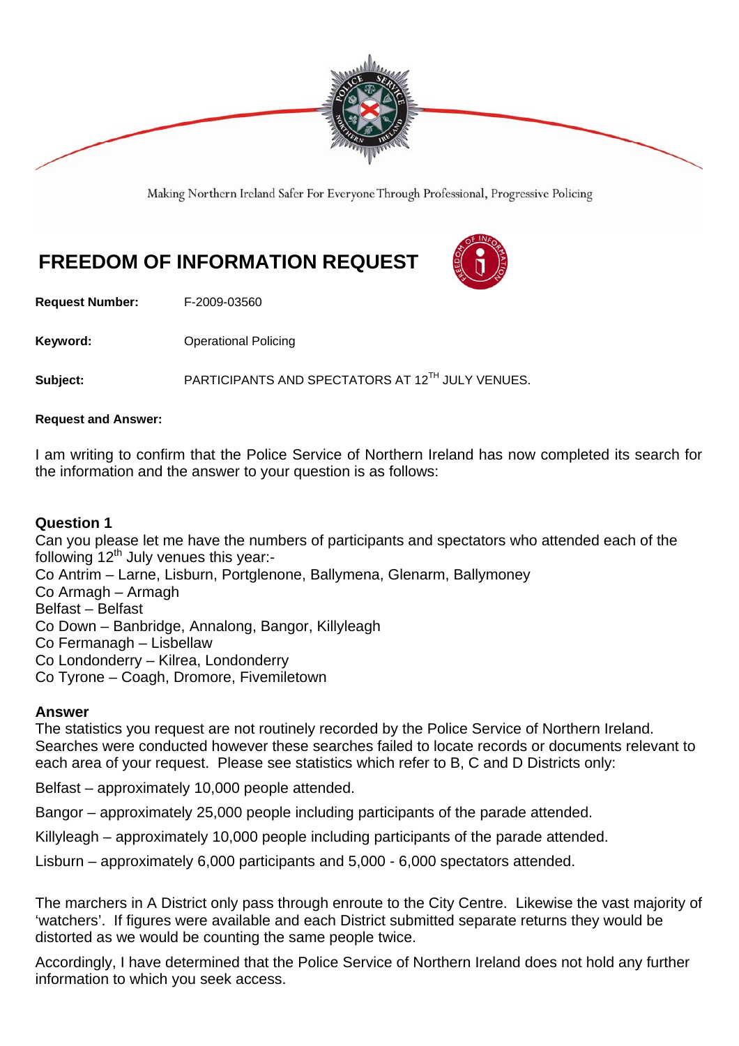Making Northern Ireland Safer For Everyone Through Professional, Progressive Policing

# FREEDOM OF INFORMATION REQUEST

**Request Number:** F-2009-03560

**Keyword:** Operational Policing

**Subject:** PARTICIPANTS AND SPECTATORS AT 12TH JULY VENUES.

**Request and Answer:**

I am writing to confirm that the Police Service of Northern Ireland has now completed its search for the information and the answer to your question is as follows:

### Question 1

Can you please let me have the numbers of participants and spectators who attended each of the following 12th July venues this year:-
Co Antrim – Larne, Lisburn, Portglenone, Ballymena, Glenarm, Ballymoney
Co Armagh – Armagh
Belfast – Belfast
Co Down – Banbridge, Annalong, Bangor, Killyleagh
Co Fermanagh – Lisbellaw
Co Londonderry – Kilrea, Londonderry
Co Tyrone – Coagh, Dromore, Fivemiletown

### Answer

The statistics you request are not routinely recorded by the Police Service of Northern Ireland. Searches were conducted however these searches failed to locate records or documents relevant to each area of your request. Please see statistics which refer to B, C and D Districts only:

Belfast – approximately 10,000 people attended.

Bangor – approximately 25,000 people including participants of the parade attended.

Killyleagh – approximately 10,000 people including participants of the parade attended.

Lisburn – approximately 6,000 participants and 5,000 - 6,000 spectators attended.

The marchers in A District only pass through enroute to the City Centre. Likewise the vast majority of 'watchers'. If figures were available and each District submitted separate returns they would be distorted as we would be counting the same people twice.

Accordingly, I have determined that the Police Service of Northern Ireland does not hold any further information to which you seek access.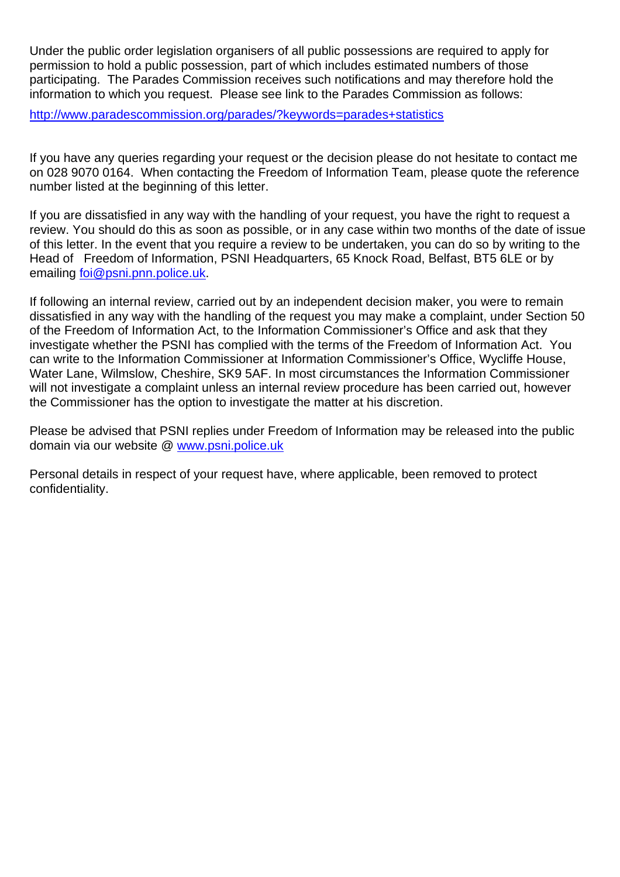Under the public order legislation organisers of all public possessions are required to apply for permission to hold a public possession, part of which includes estimated numbers of those participating. The Parades Commission receives such notifications and may therefore hold the information to which you request. Please see link to the Parades Commission as follows:

http://www.paradescommission.org/parades/?keywords=parades+statistics

If you have any queries regarding your request or the decision please do not hesitate to contact me on 028 9070 0164. When contacting the Freedom of Information Team, please quote the reference number listed at the beginning of this letter.

If you are dissatisfied in any way with the handling of your request, you have the right to request a review. You should do this as soon as possible, or in any case within two months of the date of issue of this letter. In the event that you require a review to be undertaken, you can do so by writing to the Head of Freedom of Information, PSNI Headquarters, 65 Knock Road, Belfast, BT5 6LE or by emailing foi@psni.pnn.police.uk.

If following an internal review, carried out by an independent decision maker, you were to remain dissatisfied in any way with the handling of the request you may make a complaint, under Section 50 of the Freedom of Information Act, to the Information Commissioner's Office and ask that they investigate whether the PSNI has complied with the terms of the Freedom of Information Act. You can write to the Information Commissioner at Information Commissioner's Office, Wycliffe House, Water Lane, Wilmslow, Cheshire, SK9 5AF. In most circumstances the Information Commissioner will not investigate a complaint unless an internal review procedure has been carried out, however the Commissioner has the option to investigate the matter at his discretion.

Please be advised that PSNI replies under Freedom of Information may be released into the public domain via our website @ www.psni.police.uk

Personal details in respect of your request have, where applicable, been removed to protect confidentiality.